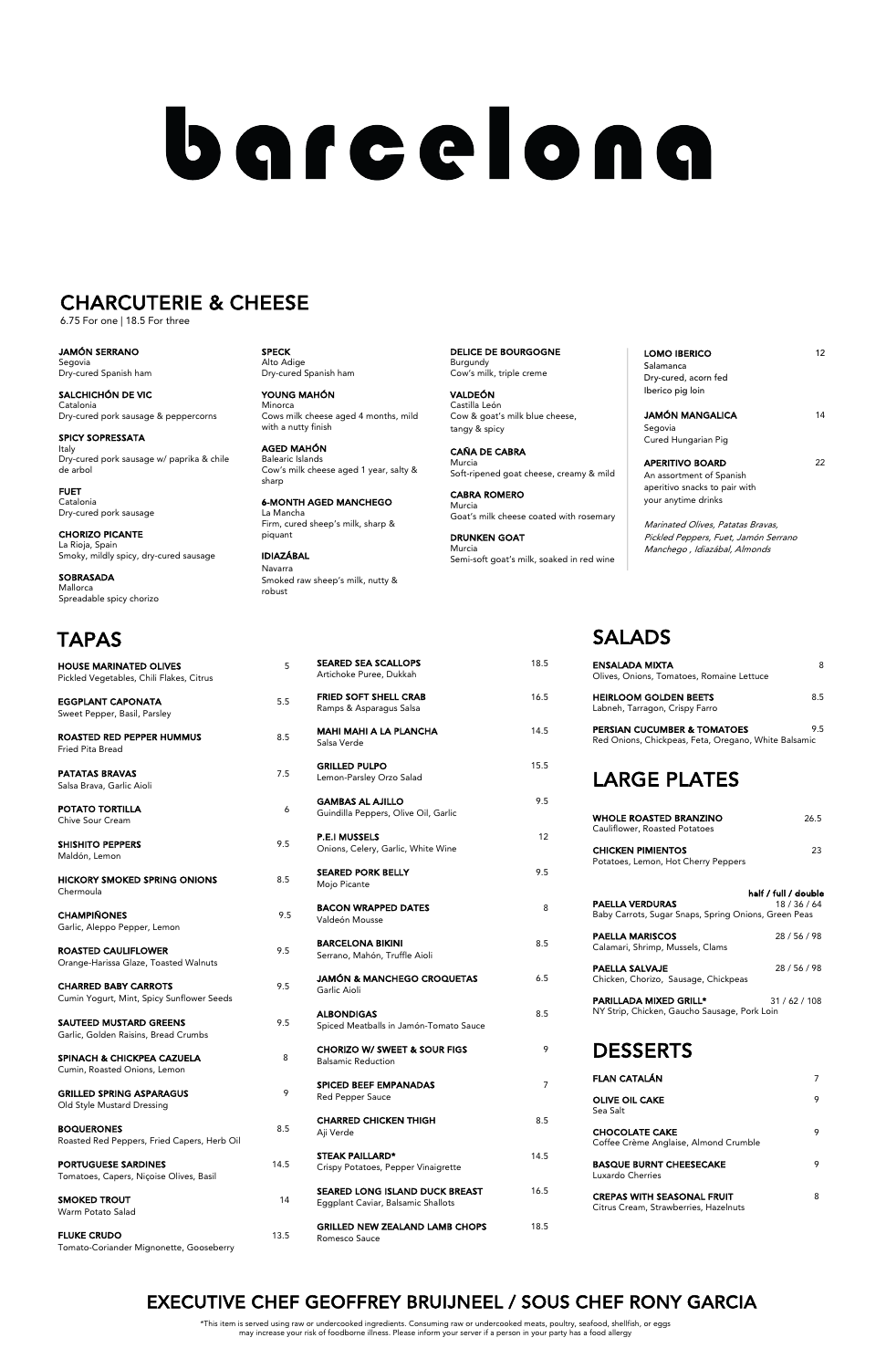# barcelona

## CHARCUTERIE & CHEESE

6.75 For one | 18.5 For three

**JAMÓN SERRANO**
Segovia
Dry-cured Spanish ham

**SALCHICHÓN DE VIC**
Catalonia
Dry-cured pork sausage & peppercorns

**SPICY SOPRESSATA**
Italy
Dry-cured pork sausage w/ paprika & chile de arbol

**FUET**
Catalonia
Dry-cured pork sausage

**CHORIZO PICANTE**
La Rioja, Spain
Smoky, mildly spicy, dry-cured sausage

**SOBRASADA**
Mallorca
Spreadable spicy chorizo

**SPECK**
Alto Adige
Dry-cured Spanish ham

**YOUNG MAHÓN**
Minorca
Cows milk cheese aged 4 months, mild with a nutty finish

**AGED MAHÓN**
Balearic Islands
Cow's milk cheese aged 1 year, salty & sharp

**6-MONTH AGED MANCHEGO**
La Mancha
Firm, cured sheep's milk, sharp & piquant

**IDIAZÁBAL**
Navarra
Smoked raw sheep's milk, nutty & robust

**DELICE DE BOURGOGNE**
Burgundy
Cow's milk, triple creme

**VALDEÓN**
Castilla León
Cow & goat's milk blue cheese, tangy & spicy

**CAÑA DE CABRA**
Murcia
Soft-ripened goat cheese, creamy & mild

**CABRA ROMERO**
Murcia
Goat's milk cheese coated with rosemary

**DRUNKEN GOAT**
Murcia
Semi-soft goat's milk, soaked in red wine

**LOMO IBERICO** 12
Salamanca
Dry-cured, acorn fed Iberico pig loin

**JAMÓN MANGALICA** 14
Segovia
Cured Hungarian Pig

**APERITIVO BOARD** 22
An assortment of Spanish aperitivo snacks to pair with your anytime drinks

*Marinated Olives, Patatas Bravas, Pickled Peppers, Fuet, Jamón Serrano Manchego , Idiazábal, Almonds*

## TAPAS

| Item | Price |
|---|---|
| **HOUSE MARINATED OLIVES**<br>Pickled Vegetables, Chili Flakes, Citrus | 5 |
| **EGGPLANT CAPONATA**<br>Sweet Pepper, Basil, Parsley | 5.5 |
| **ROASTED RED PEPPER HUMMUS**<br>Fried Pita Bread | 8.5 |
| **PATATAS BRAVAS**<br>Salsa Brava, Garlic Aioli | 7.5 |
| **POTATO TORTILLA**<br>Chive Sour Cream | 6 |
| **SHISHITO PEPPERS**<br>Maldón, Lemon | 9.5 |
| **HICKORY SMOKED SPRING ONIONS**<br>Chermoula | 8.5 |
| **CHAMPIÑONES**<br>Garlic, Aleppo Pepper, Lemon | 9.5 |
| **ROASTED CAULIFLOWER**<br>Orange-Harissa Glaze, Toasted Walnuts | 9.5 |
| **CHARRED BABY CARROTS**<br>Cumin Yogurt, Mint, Spicy Sunflower Seeds | 9.5 |
| **SAUTEED MUSTARD GREENS**<br>Garlic, Golden Raisins, Bread Crumbs | 9.5 |
| **SPINACH & CHICKPEA CAZUELA**<br>Cumin, Roasted Onions, Lemon | 8 |
| **GRILLED SPRING ASPARAGUS**<br>Old Style Mustard Dressing | 9 |
| **BOQUERONES**<br>Roasted Red Peppers, Fried Capers, Herb Oil | 8.5 |
| **PORTUGUESE SARDINES**<br>Tomatoes, Capers, Niçoise Olives, Basil | 14.5 |
| **SMOKED TROUT**<br>Warm Potato Salad | 14 |
| **FLUKE CRUDO**<br>Tomato-Coriander Mignonette, Gooseberry | 13.5 |
| **SEARED SEA SCALLOPS**<br>Artichoke Puree, Dukkah | 18.5 |
| **FRIED SOFT SHELL CRAB**<br>Ramps & Asparagus Salsa | 16.5 |
| **MAHI MAHI A LA PLANCHA**<br>Salsa Verde | 14.5 |
| **GRILLED PULPO**<br>Lemon-Parsley Orzo Salad | 15.5 |
| **GAMBAS AL AJILLO**<br>Guindilla Peppers, Olive Oil, Garlic | 9.5 |
| **P.E.I MUSSELS**<br>Onions, Celery, Garlic, White Wine | 12 |
| **SEARED PORK BELLY**<br>Mojo Picante | 9.5 |
| **BACON WRAPPED DATES**<br>Valdeón Mousse | 8 |
| **BARCELONA BIKINI**<br>Serrano, Mahón, Truffle Aioli | 8.5 |
| **JAMÓN & MANCHEGO CROQUETAS**<br>Garlic Aioli | 6.5 |
| **ALBONDIGAS**<br>Spiced Meatballs in Jamón-Tomato Sauce | 8.5 |
| **CHORIZO W/ SWEET & SOUR FIGS**<br>Balsamic Reduction | 9 |
| **SPICED BEEF EMPANADAS**<br>Red Pepper Sauce | 7 |
| **CHARRED CHICKEN THIGH**<br>Aji Verde | 8.5 |
| **STEAK PAILLARD***<br>Crispy Potatoes, Pepper Vinaigrette | 14.5 |
| **SEARED LONG ISLAND DUCK BREAST**<br>Eggplant Caviar, Balsamic Shallots | 16.5 |
| **GRILLED NEW ZEALAND LAMB CHOPS**<br>Romesco Sauce | 18.5 |

## SALADS

| Item | Price |
|---|---|
| **ENSALADA MIXTA**<br>Olives, Onions, Tomatoes, Romaine Lettuce | 8 |
| **HEIRLOOM GOLDEN BEETS**<br>Labneh, Tarragon, Crispy Farro | 8.5 |
| **PERSIAN CUCUMBER & TOMATOES**<br>Red Onions, Chickpeas, Feta, Oregano, White Balsamic | 9.5 |

## LARGE PLATES

| Item | Price |
|---|---|
| **WHOLE ROASTED BRANZINO**<br>Cauliflower, Roasted Potatoes | 26.5 |
| **CHICKEN PIMIENTOS**<br>Potatoes, Lemon, Hot Cherry Peppers | 23 |

| Item | half / full / double |
|---|---|
| **PAELLA VERDURAS**<br>Baby Carrots, Sugar Snaps, Spring Onions, Green Peas | 18 / 36 / 64 |
| **PAELLA MARISCOS**<br>Calamari, Shrimp, Mussels, Clams | 28 / 56 / 98 |
| **PAELLA SALVAJE**<br>Chicken, Chorizo, Sausage, Chickpeas | 28 / 56 / 98 |
| **PARILLADA MIXED GRILL***<br>NY Strip, Chicken, Gaucho Sausage, Pork Loin | 31 / 62 / 108 |

## DESSERTS

| Item | Price |
|---|---|
| **FLAN CATALÁN** | 7 |
| **OLIVE OIL CAKE**<br>Sea Salt | 9 |
| **CHOCOLATE CAKE**<br>Coffee Crème Anglaise, Almond Crumble | 9 |
| **BASQUE BURNT CHEESECAKE**<br>Luxardo Cherries | 9 |
| **CREPAS WITH SEASONAL FRUIT**<br>Citrus Cream, Strawberries, Hazelnuts | 8 |

## EXECUTIVE CHEF GEOFFREY BRUIJNEEL / SOUS CHEF RONY GARCIA

*This item is served using raw or undercooked ingredients. Consuming raw or undercooked meats, poultry, seafood, shellfish, or eggs may increase your risk of foodborne illness. Please inform your server if a person in your party has a food allergy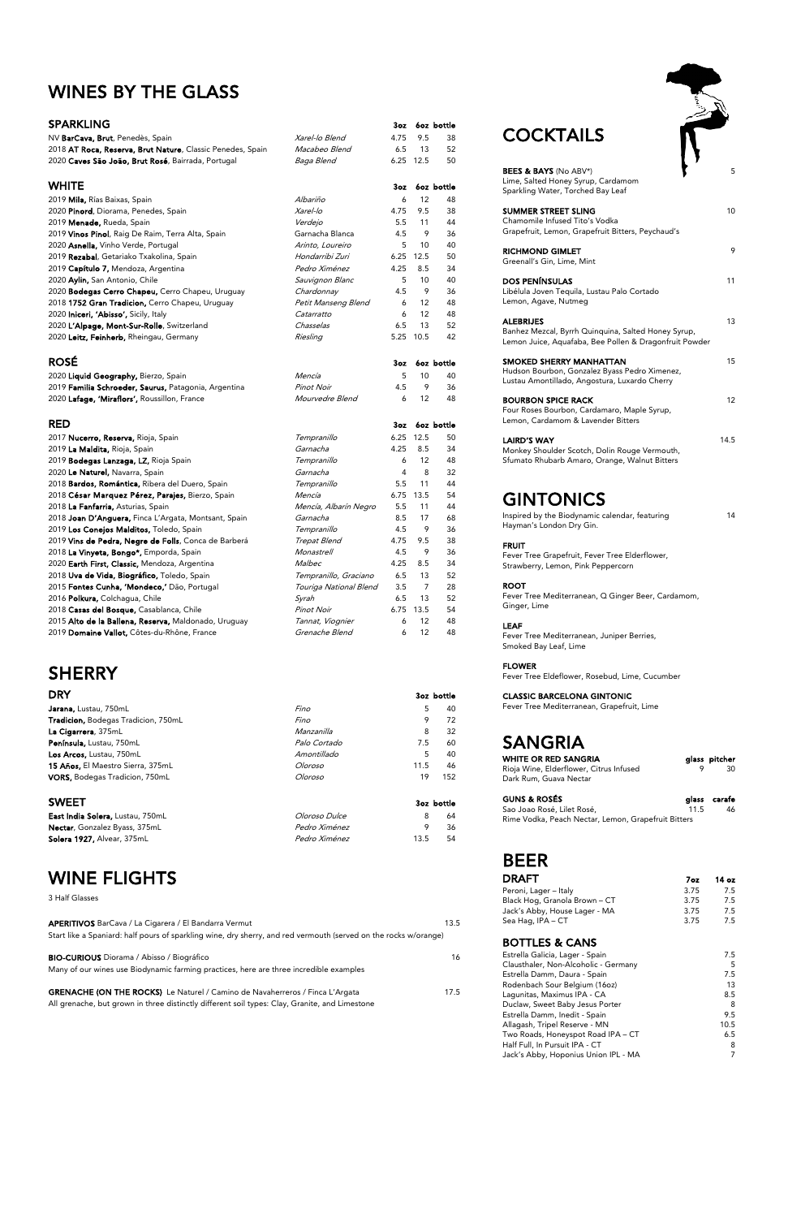# WINES BY THE GLASS

## SPARKLING

| SPARKLING | | 3oz | 6oz | bottle |
|---|---|---|---|---|
| NV **BarCava, Brut**, Penedès, Spain | *Xarel-lo Blend* | 4.75 | 9.5 | 38 |
| 2018 **AT Roca, Reserva, Brut Nature**, Classic Penedes, Spain | *Macabeo Blend* | 6.5 | 13 | 52 |
| 2020 **Caves São João, Brut Rosé**, Bairrada, Portugal | *Baga Blend* | 6.25 | 12.5 | 50 |

## WHITE

| WHITE | | 3oz | 6oz | bottle |
|---|---|---|---|---|
| 2019 **Mila,** Rías Baixas, Spain | *Albariño* | 6 | 12 | 48 |
| 2020 **Pinord**, Diorama, Penedes, Spain | *Xarel-lo* | 4.75 | 9.5 | 38 |
| 2019 **Menade,** Rueda, Spain | *Verdejo* | 5.5 | 11 | 44 |
| 2019 **Vinos Pinol**, Raig De Raim, Terra Alta, Spain | Garnacha Blanca | 4.5 | 9 | 36 |
| 2020 **Asnella,** Vinho Verde, Portugal | *Arinto, Loureiro* | 5 | 10 | 40 |
| 2019 **Rezabal**, Getariako Txakolina, Spain | *Hondarribi Zuri* | 6.25 | 12.5 | 50 |
| 2019 **Capítulo 7,** Mendoza, Argentina | *Pedro Ximénez* | 4.25 | 8.5 | 34 |
| 2020 **Aylin,** San Antonio, Chile | *Sauvignon Blanc* | 5 | 10 | 40 |
| 2020 **Bodegas Cerro Chapeu,** Cerro Chapeu, Uruguay | *Chardonnay* | 4.5 | 9 | 36 |
| 2018 **1752 Gran Tradicion,** Cerro Chapeu, Uruguay | *Petit Manseng Blend* | 6 | 12 | 48 |
| 2020 **Iniceri, 'Abisso',** Sicily, Italy | *Catarratto* | 6 | 12 | 48 |
| 2020 **L'Alpage, Mont-Sur-Rolle**, Switzerland | *Chasselas* | 6.5 | 13 | 52 |
| 2020 **Leitz, Feinherb,** Rheingau, Germany | *Riesling* | 5.25 | 10.5 | 42 |

## ROSÉ

| ROSÉ | | 3oz | 6oz | bottle |
|---|---|---|---|---|
| 2020 **Liquid Geography,** Bierzo, Spain | *Mencía* | 5 | 10 | 40 |
| 2019 **Familia Schroeder, Saurus,** Patagonia, Argentina | *Pinot Noir* | 4.5 | 9 | 36 |
| 2020 **Lafage, 'Miraflors',** Roussillon, France | *Mourvedre Blend* | 6 | 12 | 48 |

## RED

| RED | | 3oz | 6oz | bottle |
|---|---|---|---|---|
| 2017 **Nucerro, Reserva,** Rioja, Spain | *Tempranillo* | 6.25 | 12.5 | 50 |
| 2019 **La Maldita,** Rioja, Spain | *Garnacha* | 4.25 | 8.5 | 34 |
| 2019 **Bodegas Lanzaga, LZ,** Rioja Spain | *Tempranillo* | 6 | 12 | 48 |
| 2020 **Le Naturel,** Navarra, Spain | *Garnacha* | 4 | 8 | 32 |
| 2018 **Bardos, Romántica,** Ribera del Duero, Spain | *Tempranillo* | 5.5 | 11 | 44 |
| 2018 **César Marquez Pérez, Parajes,** Bierzo, Spain | *Mencía* | 6.75 | 13.5 | 54 |
| 2018 **La Fanfarria,** Asturias, Spain | *Mencía, Albarín Negro* | 5.5 | 11 | 44 |
| 2018 **Joan D'Anguera,** Finca L'Argata, Montsant, Spain | *Garnacha* | 8.5 | 17 | 68 |
| 2019 **Los Conejos Malditos,** Toledo, Spain | *Tempranillo* | 4.5 | 9 | 36 |
| 2019 **Vins de Pedra, Negre de Folls,** Conca de Barberá | *Trepat Blend* | 4.75 | 9.5 | 38 |
| 2018 **La Vinyeta, Bongo\*,** Emporda, Spain | *Monastrell* | 4.5 | 9 | 36 |
| 2020 **Earth First, Classic,** Mendoza, Argentina | *Malbec* | 4.25 | 8.5 | 34 |
| 2018 **Uva de Vida, Biográfico,** Toledo, Spain | *Tempranillo, Graciano* | 6.5 | 13 | 52 |
| 2015 **Fontes Cunha, 'Mondeco,'** Dão, Portugal | *Touriga National Blend* | 3.5 | 7 | 28 |
| 2016 **Polkura,** Colchagua, Chile | *Syrah* | 6.5 | 13 | 52 |
| 2018 **Casas del Bosque,** Casablanca, Chile | *Pinot Noir* | 6.75 | 13.5 | 54 |
| 2015 **Alto de la Ballena, Reserva,** Maldonado, Uruguay | *Tannat, Viognier* | 6 | 12 | 48 |
| 2019 **Domaine Vallot,** Côtes-du-Rhône, France | *Grenache Blend* | 6 | 12 | 48 |

# SHERRY

## DRY

| DRY | | 3oz | bottle |
|---|---|---|---|
| **Jarana,** Lustau, 750mL | *Fino* | 5 | 40 |
| **Tradicion,** Bodegas Tradicion, 750mL | *Fino* | 9 | 72 |
| **La Cigarrera**, 375mL | *Manzanilla* | 8 | 32 |
| **Península,** Lustau, 750mL | *Palo Cortado* | 7.5 | 60 |
| **Los Arcos,** Lustau, 750mL | *Amontillado* | 5 | 40 |
| **15 Años,** El Maestro Sierra, 375mL | *Oloroso* | 11.5 | 46 |
| **VORS,** Bodegas Tradicion, 750mL | *Oloroso* | 19 | 152 |

## SWEET

| SWEET | | 3oz | bottle |
|---|---|---|---|
| **East India Solera,** Lustau, 750mL | *Oloroso Dulce* | 8 | 64 |
| **Nectar**, Gonzalez Byass, 375mL | *Pedro Ximénez* | 9 | 36 |
| **Solera 1927,** Alvear, 375mL | *Pedro Ximénez* | 13.5 | 54 |

# WINE FLIGHTS

3 Half Glasses

**APERITIVOS** BarCava / La Cigarera / El Bandarra Vermut — 13.5
Start like a Spaniard: half pours of sparkling wine, dry sherry, and red vermouth (served on the rocks w/orange)

**BIO-CURIOUS** Diorama / Abisso / Biográfico — 16
Many of our wines use Biodynamic farming practices, here are three incredible examples

**GRENACHE (ON THE ROCKS)** Le Naturel / Camino de Navaherreros / Finca L'Argata — 17.5
All grenache, but grown in three distinctly different soil types: Clay, Granite, and Limestone

# COCKTAILS

**BEES & BAYS** (No ABV\*) — 5
Lime, Salted Honey Syrup, Cardamom Sparkling Water, Torched Bay Leaf

**SUMMER STREET SLING** — 10
Chamomile Infused Tito's Vodka Grapefruit, Lemon, Grapefruit Bitters, Peychaud's

**RICHMOND GIMLET** — 9
Greenall's Gin, Lime, Mint

**DOS PENÍNSULAS** — 11
Libélula Joven Tequila, Lustau Palo Cortado Lemon, Agave, Nutmeg

**ALEBRIJES** — 13
Banhez Mezcal, Byrrh Quinquina, Salted Honey Syrup, Lemon Juice, Aquafaba, Bee Pollen & Dragonfruit Powder

**SMOKED SHERRY MANHATTAN** — 15
Hudson Bourbon, Gonzalez Byass Pedro Ximenez, Lustau Amontillado, Angostura, Luxardo Cherry

**BOURBON SPICE RACK** — 12
Four Roses Bourbon, Cardamaro, Maple Syrup, Lemon, Cardamom & Lavender Bitters

**LAIRD'S WAY** — 14.5
Monkey Shoulder Scotch, Dolin Rouge Vermouth, Sfumato Rhubarb Amaro, Orange, Walnut Bitters

# GINTONICS

Inspired by the Biodynamic calendar, featuring Hayman's London Dry Gin. — 14

**FRUIT**
Fever Tree Grapefruit, Fever Tree Elderflower, Strawberry, Lemon, Pink Peppercorn

**ROOT**
Fever Tree Mediterranean, Q Ginger Beer, Cardamom, Ginger, Lime

**LEAF**
Fever Tree Mediterranean, Juniper Berries, Smoked Bay Leaf, Lime

**FLOWER**
Fever Tree Eldeflower, Rosebud, Lime, Cucumber

**CLASSIC BARCELONA GINTONIC**
Fever Tree Mediterranean, Grapefruit, Lime

# SANGRIA

| | glass | pitcher |
|---|---|---|
| **WHITE OR RED SANGRIA** Rioja Wine, Elderflower, Citrus Infused Dark Rum, Guava Nectar | 9 | 30 |

| | glass | carafe |
|---|---|---|
| **GUNS & ROSÉS** Sao Joao Rosé, Lilet Rosé, Rime Vodka, Peach Nectar, Lemon, Grapefruit Bitters | 11.5 | 46 |

# BEER

## DRAFT

| DRAFT | 7oz | 14 oz |
|---|---|---|
| Peroni, Lager – Italy | 3.75 | 7.5 |
| Black Hog, Granola Brown – CT | 3.75 | 7.5 |
| Jack's Abby, House Lager - MA | 3.75 | 7.5 |
| Sea Hag, IPA – CT | 3.75 | 7.5 |

## BOTTLES & CANS

| BOTTLES & CANS | |
|---|---|
| Estrella Galicia, Lager - Spain | 7.5 |
| Clausthaler, Non-Alcoholic - Germany | 5 |
| Estrella Damm, Daura - Spain | 7.5 |
| Rodenbach Sour Belgium (16oz) | 13 |
| Lagunitas, Maximus IPA - CA | 8.5 |
| Duclaw, Sweet Baby Jesus Porter | 8 |
| Estrella Damm, Inedit - Spain | 9.5 |
| Allagash, Tripel Reserve - MN | 10.5 |
| Two Roads, Honeyspot Road IPA – CT | 6.5 |
| Half Full, In Pursuit IPA - CT | 8 |
| Jack's Abby, Hoponius Union IPL - MA | 7 |